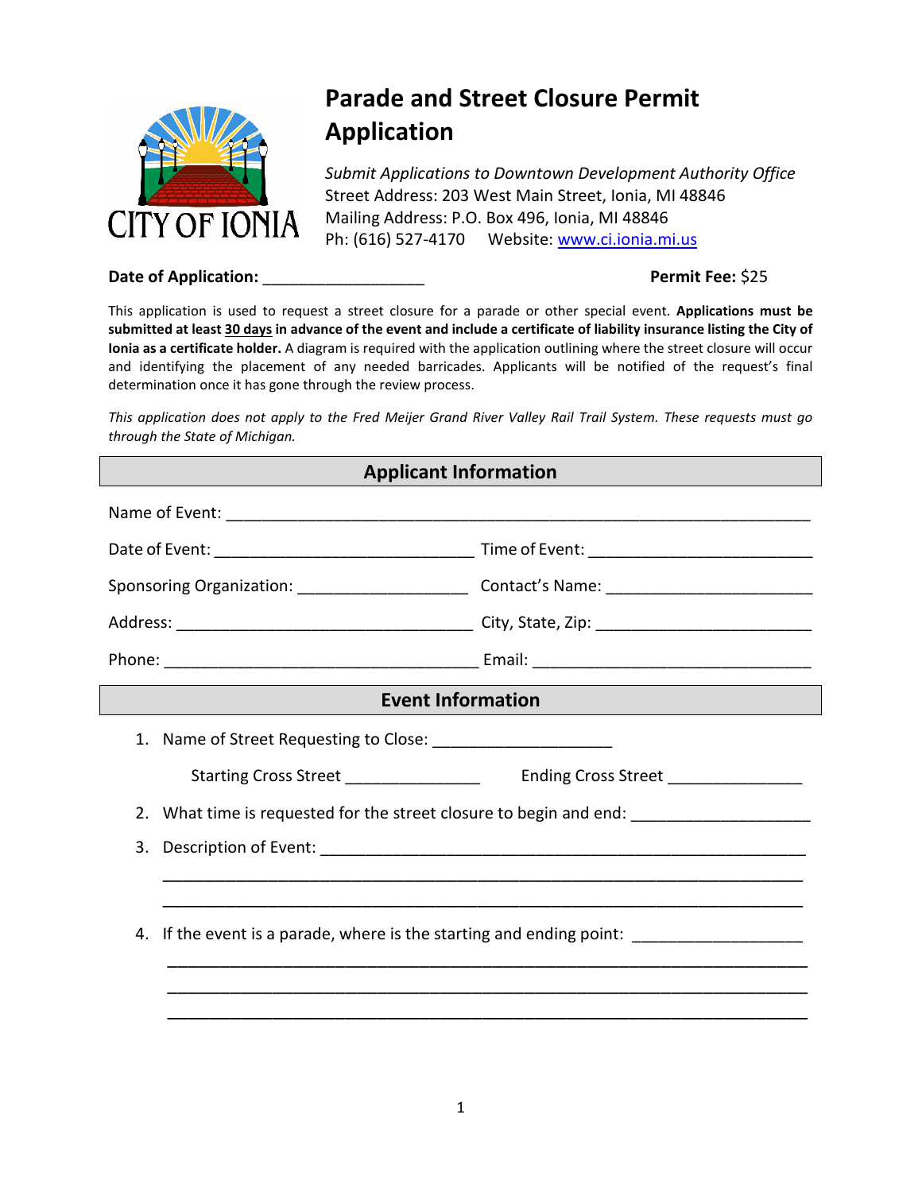CITY OF IONIA

# Parade and Street Closure Permit Application

*Submit Applications to Downtown Development Authority Office*
Street Address: 203 West Main Street, Ionia, MI 48846
Mailing Address: P.O. Box 496, Ionia, MI 48846
Ph: (616) 527-4170 Website: www.ci.ionia.mi.us

**Date of Application:** ___________________ **Permit Fee:** $25

This application is used to request a street closure for a parade or other special event. **Applications must be submitted at least 30 days in advance of the event and include a certificate of liability insurance listing the City of Ionia as a certificate holder.** A diagram is required with the application outlining where the street closure will occur and identifying the placement of any needed barricades. Applicants will be notified of the request's final determination once it has gone through the review process.

*This application does not apply to the Fred Meijer Grand River Valley Rail Trail System. These requests must go through the State of Michigan.*

## Applicant Information

Name of Event: ______________________________________________________________

Date of Event: ______________________________ Time of Event: __________________________

Sponsoring Organization: ___________________ Contact's Name: _______________________

Address: __________________________________ City, State, Zip: ________________________

Phone: ____________________________________ Email: _______________________________

## Event Information

1. Name of Street Requesting to Close: ____________________

   Starting Cross Street _______________ Ending Cross Street _______________

2. What time is requested for the street closure to begin and end: ____________________

3. Description of Event: ________________________________________________________

   ________________________________________________________________________

   ________________________________________________________________________

4. If the event is a parade, where is the starting and ending point: __________________

   ________________________________________________________________________

   ________________________________________________________________________

   ________________________________________________________________________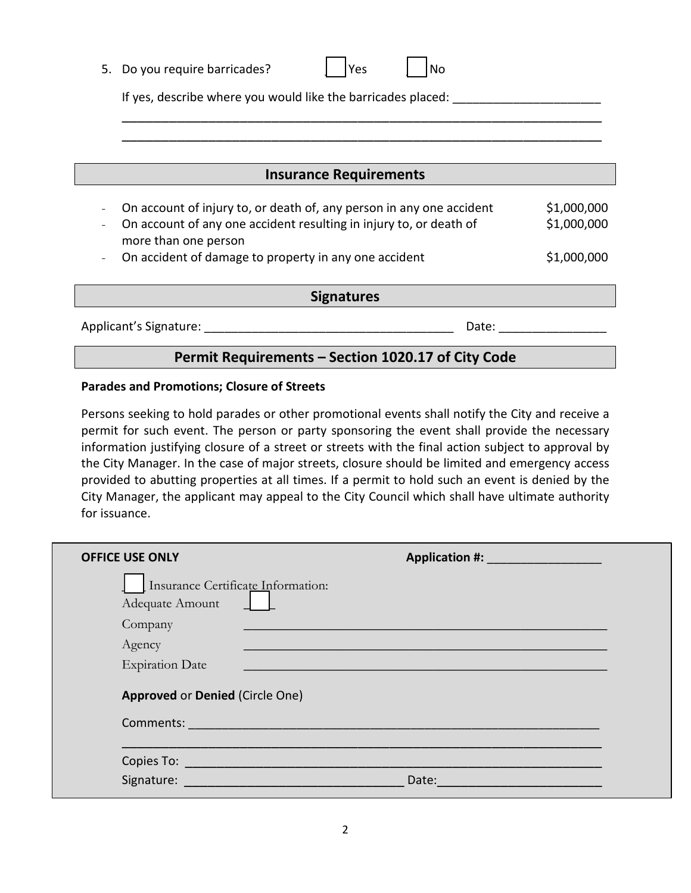5. Do you require barricades? ☐ Yes ☐ No

   If yes, describe where you would like the barricades placed: ______________________

   ________________________________________________________________________

   ________________________________________________________________________

## Insurance Requirements

| | |
|---|---|
| - On account of injury to, or death of, any person in any one accident | $1,000,000 |
| - On account of any one accident resulting in injury to, or death of more than one person | $1,000,000 |
| - On accident of damage to property in any one accident | $1,000,000 |

## Signatures

Applicant's Signature: ____________________________________ Date: ________________

## Permit Requirements – Section 1020.17 of City Code

**Parades and Promotions; Closure of Streets**

Persons seeking to hold parades or other promotional events shall notify the City and receive a permit for such event. The person or party sponsoring the event shall provide the necessary information justifying closure of a street or streets with the final action subject to approval by the City Manager. In the case of major streets, closure should be limited and emergency access provided to abutting properties at all times. If a permit to hold such an event is denied by the City Manager, the applicant may appeal to the City Council which shall have ultimate authority for issuance.

**OFFICE USE ONLY** **Application #:** ________________

☐ Insurance Certificate Information:

Adequate Amount ☐

Company ________________________________________________________

Agency ________________________________________________________

Expiration Date ________________________________________________________

**Approved** or **Denied** (Circle One)

Comments: ________________________________________________________________

________________________________________________________________________

Copies To: ________________________________________________________________

Signature: ________________________________ Date: ________________________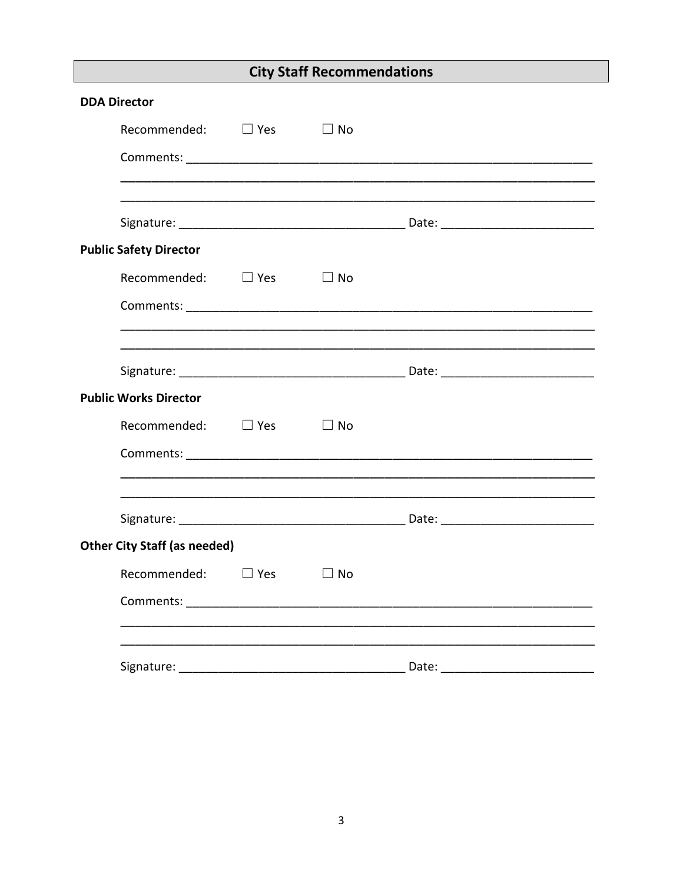## City Staff Recommendations

**DDA Director**

Recommended: ☐ Yes ☐ No

Comments: ___________________________________________________________________

___________________________________________________________________________

___________________________________________________________________________

Signature: __________________________________ Date: _______________________

**Public Safety Director**

Recommended: ☐ Yes ☐ No

Comments: ___________________________________________________________________

___________________________________________________________________________

___________________________________________________________________________

Signature: __________________________________ Date: _______________________

**Public Works Director**

Recommended: ☐ Yes ☐ No

Comments: ___________________________________________________________________

___________________________________________________________________________

___________________________________________________________________________

Signature: __________________________________ Date: _______________________

**Other City Staff (as needed)**

Recommended: ☐ Yes ☐ No

Comments: ___________________________________________________________________

___________________________________________________________________________

___________________________________________________________________________

Signature: __________________________________ Date: _______________________